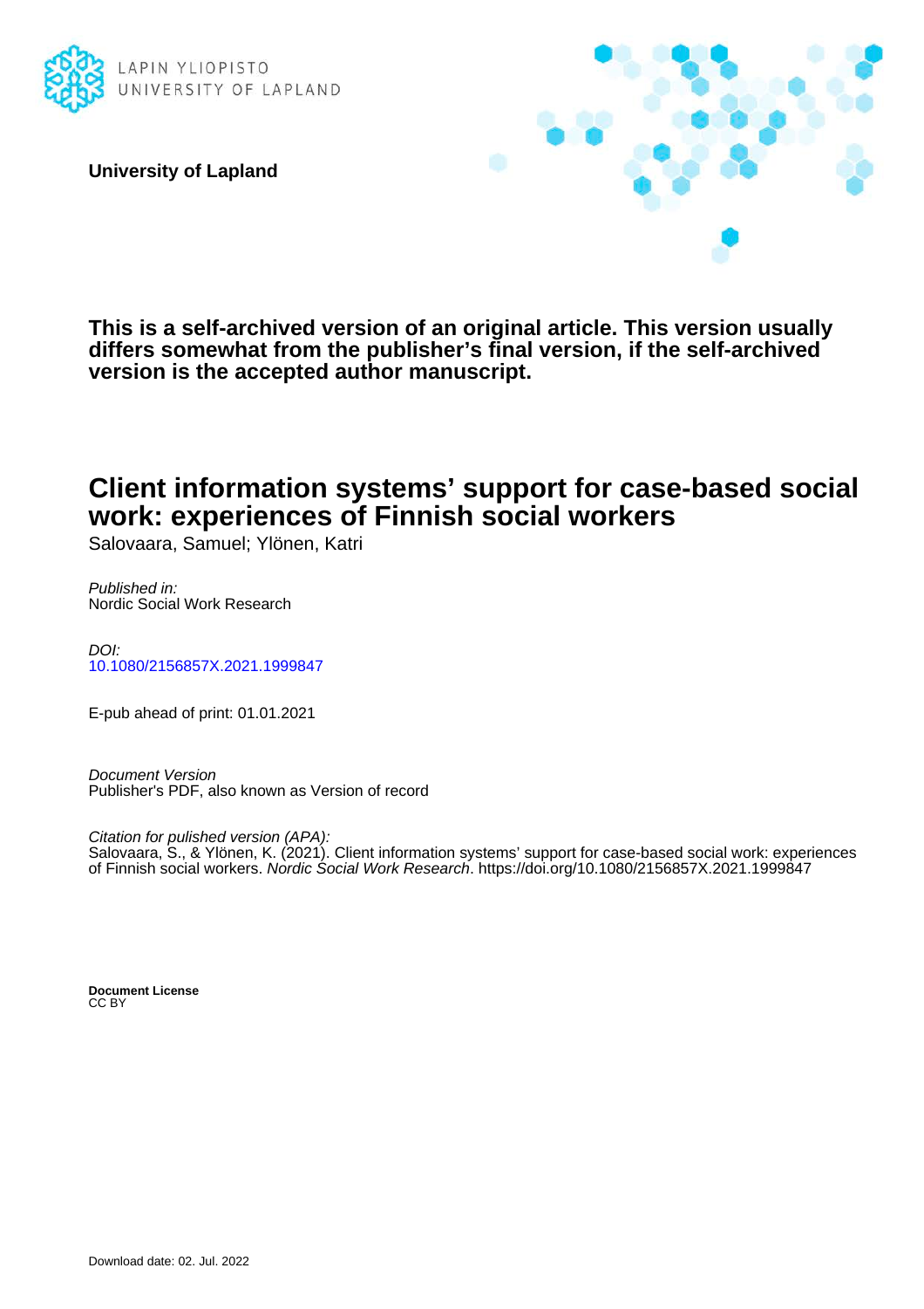LAPIN YLIOPISTO
UNIVERSITY OF LAPLAND

**University of Lapland**

**This is a self-archived version of an original article. This version usually differs somewhat from the publisher's final version, if the self-archived version is the accepted author manuscript.**

# Client information systems' support for case-based social work: experiences of Finnish social workers

Salovaara, Samuel; Ylönen, Katri

*Published in:*
Nordic Social Work Research

*DOI:*
10.1080/2156857X.2021.1999847

E-pub ahead of print: 01.01.2021

*Document Version*
Publisher's PDF, also known as Version of record

*Citation for pulished version (APA):*
Salovaara, S., & Ylönen, K. (2021). Client information systems' support for case-based social work: experiences of Finnish social workers. *Nordic Social Work Research*. https://doi.org/10.1080/2156857X.2021.1999847

**Document License**
CC BY

Download date: 02. Jul. 2022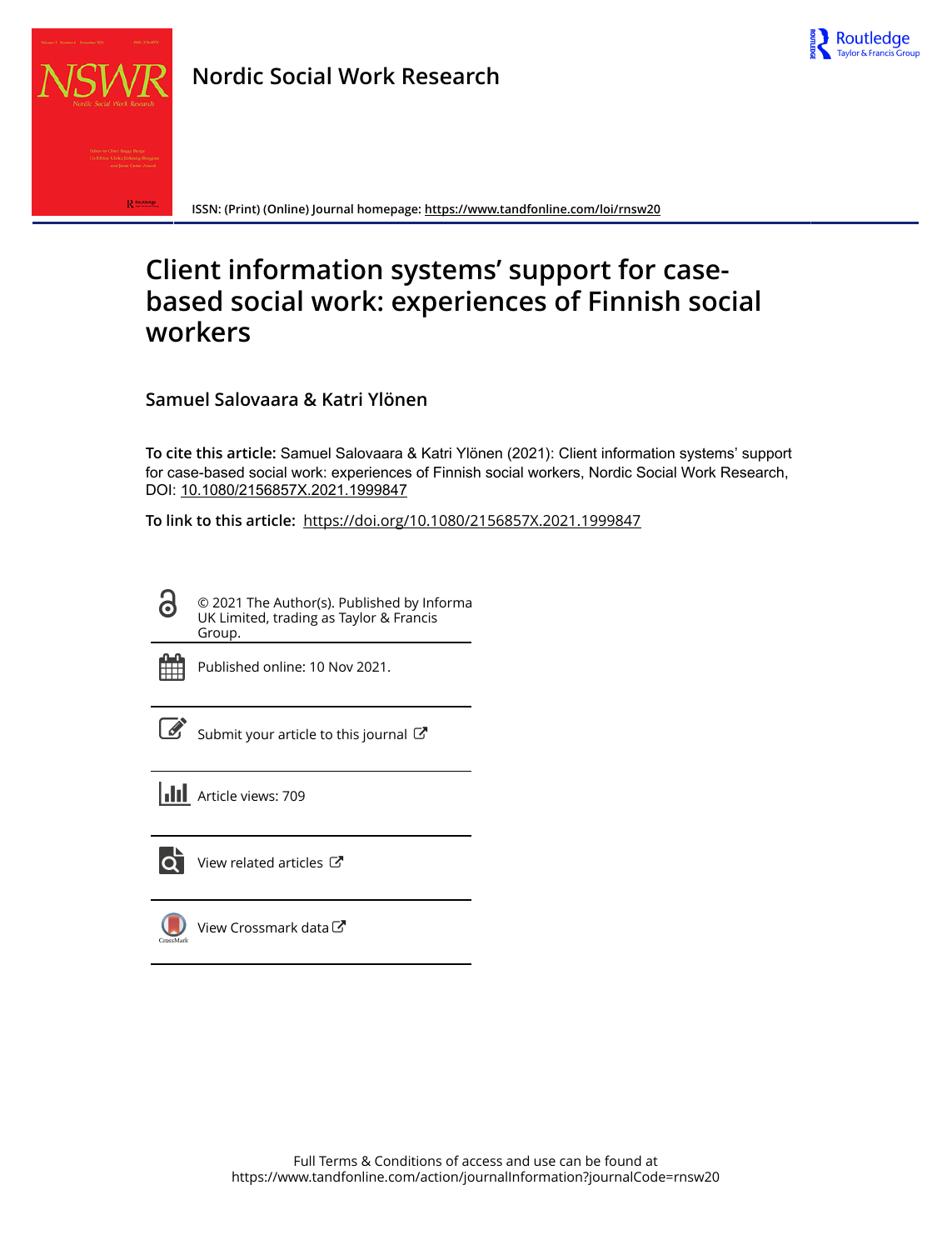Nordic Social Work Research

ISSN: (Print) (Online) Journal homepage: https://www.tandfonline.com/loi/rnsw20

# Client information systems' support for case-based social work: experiences of Finnish social workers

**Samuel Salovaara & Katri Ylönen**

**To cite this article:** Samuel Salovaara & Katri Ylönen (2021): Client information systems' support for case-based social work: experiences of Finnish social workers, Nordic Social Work Research, DOI: 10.1080/2156857X.2021.1999847

**To link to this article:** https://doi.org/10.1080/2156857X.2021.1999847

© 2021 The Author(s). Published by Informa UK Limited, trading as Taylor & Francis Group.

Published online: 10 Nov 2021.

Submit your article to this journal

Article views: 709

View related articles

View Crossmark data

Full Terms & Conditions of access and use can be found at https://www.tandfonline.com/action/journalInformation?journalCode=rnsw20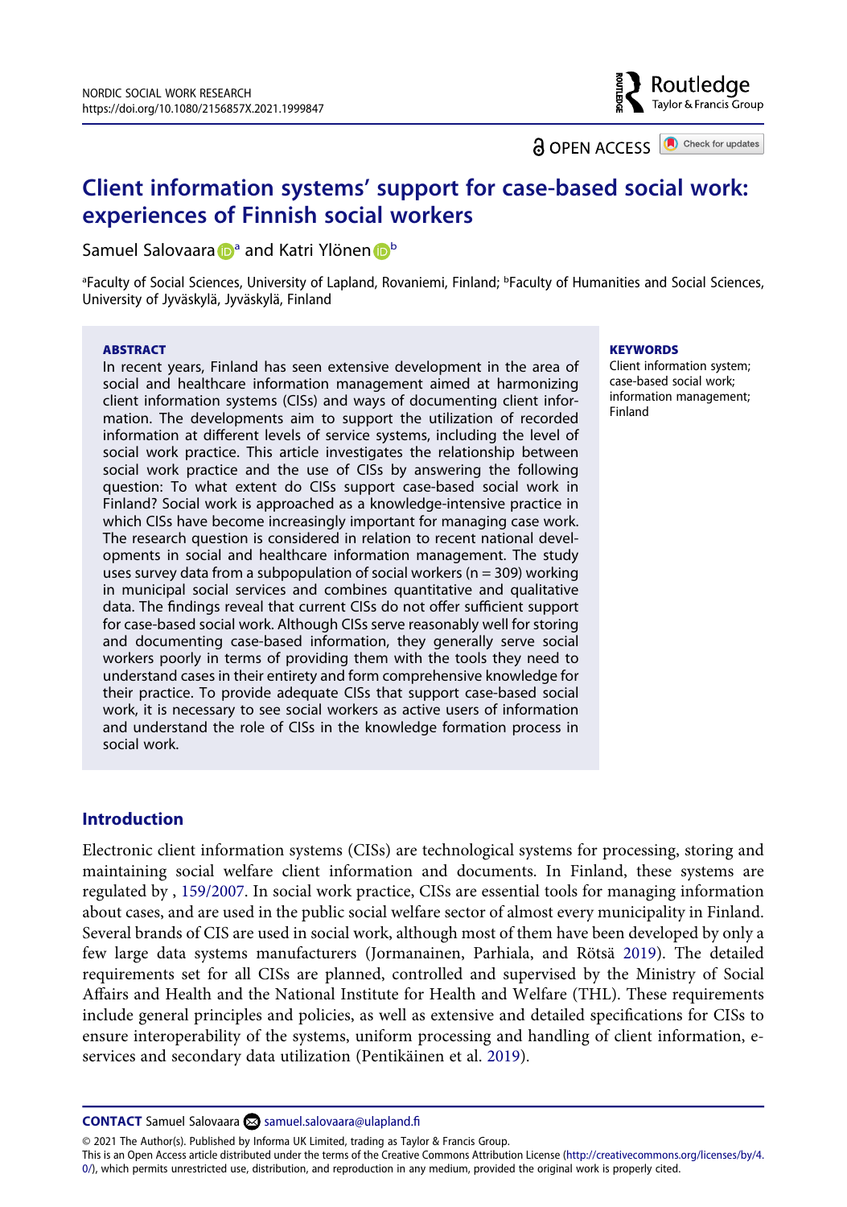# Client information systems' support for case-based social work: experiences of Finnish social workers

Samuel Salovaara[a] and Katri Ylönen[b]

[a]Faculty of Social Sciences, University of Lapland, Rovaniemi, Finland; [b]Faculty of Humanities and Social Sciences, University of Jyväskylä, Jyväskylä, Finland

**ABSTRACT**

In recent years, Finland has seen extensive development in the area of social and healthcare information management aimed at harmonizing client information systems (CISs) and ways of documenting client information. The developments aim to support the utilization of recorded information at different levels of service systems, including the level of social work practice. This article investigates the relationship between social work practice and the use of CISs by answering the following question: To what extent do CISs support case-based social work in Finland? Social work is approached as a knowledge-intensive practice in which CISs have become increasingly important for managing case work. The research question is considered in relation to recent national developments in social and healthcare information management. The study uses survey data from a subpopulation of social workers (n = 309) working in municipal social services and combines quantitative and qualitative data. The findings reveal that current CISs do not offer sufficient support for case-based social work. Although CISs serve reasonably well for storing and documenting case-based information, they generally serve social workers poorly in terms of providing them with the tools they need to understand cases in their entirety and form comprehensive knowledge for their practice. To provide adequate CISs that support case-based social work, it is necessary to see social workers as active users of information and understand the role of CISs in the knowledge formation process in social work.

**KEYWORDS**

Client information system; case-based social work; information management; Finland

## Introduction

Electronic client information systems (CISs) are technological systems for processing, storing and maintaining social welfare client information and documents. In Finland, these systems are regulated by , 159/2007. In social work practice, CISs are essential tools for managing information about cases, and are used in the public social welfare sector of almost every municipality in Finland. Several brands of CIS are used in social work, although most of them have been developed by only a few large data systems manufacturers (Jormanainen, Parhiala, and Rötsä 2019). The detailed requirements set for all CISs are planned, controlled and supervised by the Ministry of Social Affairs and Health and the National Institute for Health and Welfare (THL). These requirements include general principles and policies, as well as extensive and detailed specifications for CISs to ensure interoperability of the systems, uniform processing and handling of client information, e-services and secondary data utilization (Pentikäinen et al. 2019).

**CONTACT** Samuel Salovaara samuel.salovaara@ulapland.fi

© 2021 The Author(s). Published by Informa UK Limited, trading as Taylor & Francis Group.
This is an Open Access article distributed under the terms of the Creative Commons Attribution License (http://creativecommons.org/licenses/by/4.0/), which permits unrestricted use, distribution, and reproduction in any medium, provided the original work is properly cited.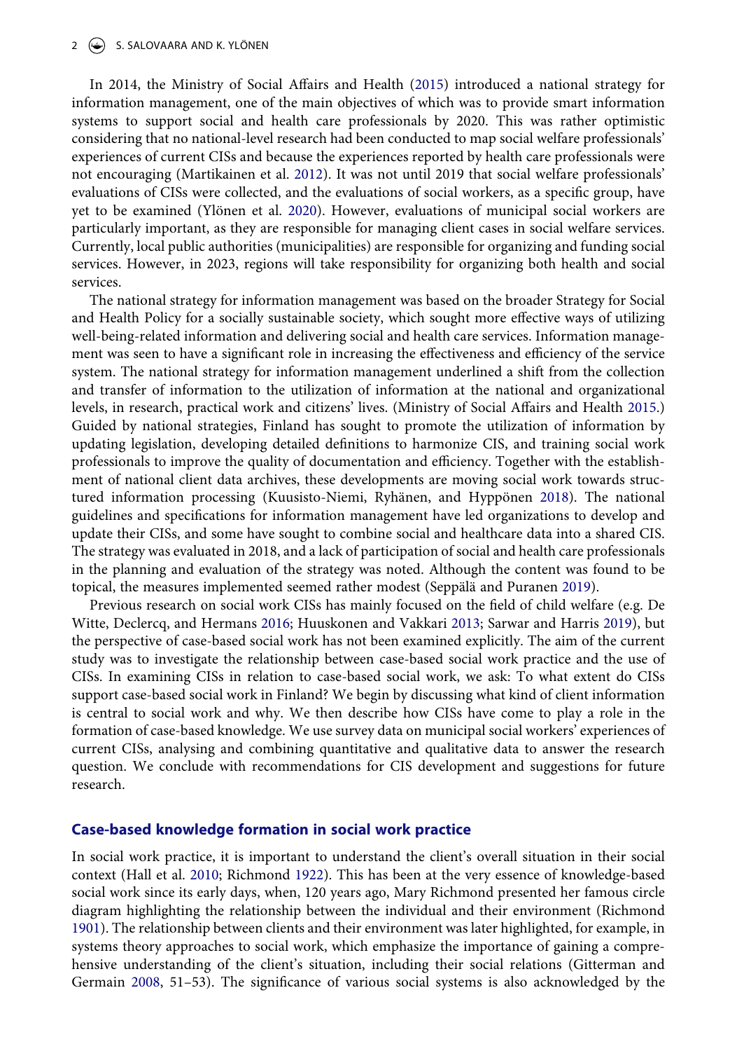In 2014, the Ministry of Social Affairs and Health (2015) introduced a national strategy for information management, one of the main objectives of which was to provide smart information systems to support social and health care professionals by 2020. This was rather optimistic considering that no national-level research had been conducted to map social welfare professionals' experiences of current CISs and because the experiences reported by health care professionals were not encouraging (Martikainen et al. 2012). It was not until 2019 that social welfare professionals' evaluations of CISs were collected, and the evaluations of social workers, as a specific group, have yet to be examined (Ylönen et al. 2020). However, evaluations of municipal social workers are particularly important, as they are responsible for managing client cases in social welfare services. Currently, local public authorities (municipalities) are responsible for organizing and funding social services. However, in 2023, regions will take responsibility for organizing both health and social services.

The national strategy for information management was based on the broader Strategy for Social and Health Policy for a socially sustainable society, which sought more effective ways of utilizing well-being-related information and delivering social and health care services. Information management was seen to have a significant role in increasing the effectiveness and efficiency of the service system. The national strategy for information management underlined a shift from the collection and transfer of information to the utilization of information at the national and organizational levels, in research, practical work and citizens' lives. (Ministry of Social Affairs and Health 2015.) Guided by national strategies, Finland has sought to promote the utilization of information by updating legislation, developing detailed definitions to harmonize CIS, and training social work professionals to improve the quality of documentation and efficiency. Together with the establishment of national client data archives, these developments are moving social work towards structured information processing (Kuusisto-Niemi, Ryhänen, and Hyppönen 2018). The national guidelines and specifications for information management have led organizations to develop and update their CISs, and some have sought to combine social and healthcare data into a shared CIS. The strategy was evaluated in 2018, and a lack of participation of social and health care professionals in the planning and evaluation of the strategy was noted. Although the content was found to be topical, the measures implemented seemed rather modest (Seppälä and Puranen 2019).

Previous research on social work CISs has mainly focused on the field of child welfare (e.g. De Witte, Declercq, and Hermans 2016; Huuskonen and Vakkari 2013; Sarwar and Harris 2019), but the perspective of case-based social work has not been examined explicitly. The aim of the current study was to investigate the relationship between case-based social work practice and the use of CISs. In examining CISs in relation to case-based social work, we ask: To what extent do CISs support case-based social work in Finland? We begin by discussing what kind of client information is central to social work and why. We then describe how CISs have come to play a role in the formation of case-based knowledge. We use survey data on municipal social workers' experiences of current CISs, analysing and combining quantitative and qualitative data to answer the research question. We conclude with recommendations for CIS development and suggestions for future research.

## Case-based knowledge formation in social work practice

In social work practice, it is important to understand the client's overall situation in their social context (Hall et al. 2010; Richmond 1922). This has been at the very essence of knowledge-based social work since its early days, when, 120 years ago, Mary Richmond presented her famous circle diagram highlighting the relationship between the individual and their environment (Richmond 1901). The relationship between clients and their environment was later highlighted, for example, in systems theory approaches to social work, which emphasize the importance of gaining a comprehensive understanding of the client's situation, including their social relations (Gitterman and Germain 2008, 51–53). The significance of various social systems is also acknowledged by the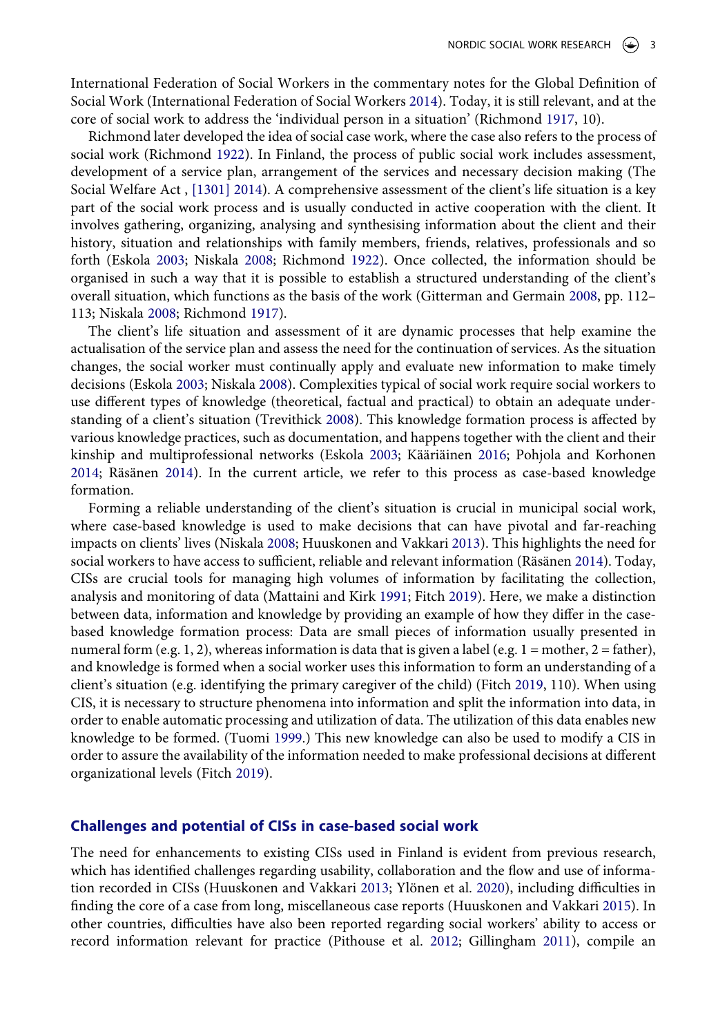International Federation of Social Workers in the commentary notes for the Global Definition of Social Work (International Federation of Social Workers 2014). Today, it is still relevant, and at the core of social work to address the 'individual person in a situation' (Richmond 1917, 10).

Richmond later developed the idea of social case work, where the case also refers to the process of social work (Richmond 1922). In Finland, the process of public social work includes assessment, development of a service plan, arrangement of the services and necessary decision making (The Social Welfare Act , [1301] 2014). A comprehensive assessment of the client's life situation is a key part of the social work process and is usually conducted in active cooperation with the client. It involves gathering, organizing, analysing and synthesising information about the client and their history, situation and relationships with family members, friends, relatives, professionals and so forth (Eskola 2003; Niskala 2008; Richmond 1922). Once collected, the information should be organised in such a way that it is possible to establish a structured understanding of the client's overall situation, which functions as the basis of the work (Gitterman and Germain 2008, pp. 112–113; Niskala 2008; Richmond 1917).

The client's life situation and assessment of it are dynamic processes that help examine the actualisation of the service plan and assess the need for the continuation of services. As the situation changes, the social worker must continually apply and evaluate new information to make timely decisions (Eskola 2003; Niskala 2008). Complexities typical of social work require social workers to use different types of knowledge (theoretical, factual and practical) to obtain an adequate understanding of a client's situation (Trevithick 2008). This knowledge formation process is affected by various knowledge practices, such as documentation, and happens together with the client and their kinship and multiprofessional networks (Eskola 2003; Kääriäinen 2016; Pohjola and Korhonen 2014; Räsänen 2014). In the current article, we refer to this process as case-based knowledge formation.

Forming a reliable understanding of the client's situation is crucial in municipal social work, where case-based knowledge is used to make decisions that can have pivotal and far-reaching impacts on clients' lives (Niskala 2008; Huuskonen and Vakkari 2013). This highlights the need for social workers to have access to sufficient, reliable and relevant information (Räsänen 2014). Today, CISs are crucial tools for managing high volumes of information by facilitating the collection, analysis and monitoring of data (Mattaini and Kirk 1991; Fitch 2019). Here, we make a distinction between data, information and knowledge by providing an example of how they differ in the case-based knowledge formation process: Data are small pieces of information usually presented in numeral form (e.g. 1, 2), whereas information is data that is given a label (e.g. 1 = mother, 2 = father), and knowledge is formed when a social worker uses this information to form an understanding of a client's situation (e.g. identifying the primary caregiver of the child) (Fitch 2019, 110). When using CIS, it is necessary to structure phenomena into information and split the information into data, in order to enable automatic processing and utilization of data. The utilization of this data enables new knowledge to be formed. (Tuomi 1999.) This new knowledge can also be used to modify a CIS in order to assure the availability of the information needed to make professional decisions at different organizational levels (Fitch 2019).

## Challenges and potential of CISs in case-based social work

The need for enhancements to existing CISs used in Finland is evident from previous research, which has identified challenges regarding usability, collaboration and the flow and use of information recorded in CISs (Huuskonen and Vakkari 2013; Ylönen et al. 2020), including difficulties in finding the core of a case from long, miscellaneous case reports (Huuskonen and Vakkari 2015). In other countries, difficulties have also been reported regarding social workers' ability to access or record information relevant for practice (Pithouse et al. 2012; Gillingham 2011), compile an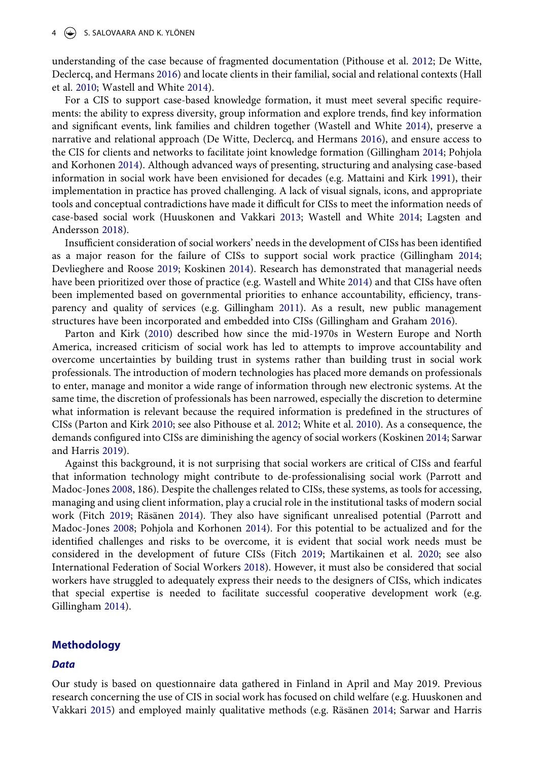understanding of the case because of fragmented documentation (Pithouse et al. 2012; De Witte, Declercq, and Hermans 2016) and locate clients in their familial, social and relational contexts (Hall et al. 2010; Wastell and White 2014).

For a CIS to support case-based knowledge formation, it must meet several specific requirements: the ability to express diversity, group information and explore trends, find key information and significant events, link families and children together (Wastell and White 2014), preserve a narrative and relational approach (De Witte, Declercq, and Hermans 2016), and ensure access to the CIS for clients and networks to facilitate joint knowledge formation (Gillingham 2014; Pohjola and Korhonen 2014). Although advanced ways of presenting, structuring and analysing case-based information in social work have been envisioned for decades (e.g. Mattaini and Kirk 1991), their implementation in practice has proved challenging. A lack of visual signals, icons, and appropriate tools and conceptual contradictions have made it difficult for CISs to meet the information needs of case-based social work (Huuskonen and Vakkari 2013; Wastell and White 2014; Lagsten and Andersson 2018).

Insufficient consideration of social workers' needs in the development of CISs has been identified as a major reason for the failure of CISs to support social work practice (Gillingham 2014; Devlieghere and Roose 2019; Koskinen 2014). Research has demonstrated that managerial needs have been prioritized over those of practice (e.g. Wastell and White 2014) and that CISs have often been implemented based on governmental priorities to enhance accountability, efficiency, transparency and quality of services (e.g. Gillingham 2011). As a result, new public management structures have been incorporated and embedded into CISs (Gillingham and Graham 2016).

Parton and Kirk (2010) described how since the mid-1970s in Western Europe and North America, increased criticism of social work has led to attempts to improve accountability and overcome uncertainties by building trust in systems rather than building trust in social work professionals. The introduction of modern technologies has placed more demands on professionals to enter, manage and monitor a wide range of information through new electronic systems. At the same time, the discretion of professionals has been narrowed, especially the discretion to determine what information is relevant because the required information is predefined in the structures of CISs (Parton and Kirk 2010; see also Pithouse et al. 2012; White et al. 2010). As a consequence, the demands configured into CISs are diminishing the agency of social workers (Koskinen 2014; Sarwar and Harris 2019).

Against this background, it is not surprising that social workers are critical of CISs and fearful that information technology might contribute to de-professionalising social work (Parrott and Madoc-Jones 2008, 186). Despite the challenges related to CISs, these systems, as tools for accessing, managing and using client information, play a crucial role in the institutional tasks of modern social work (Fitch 2019; Räsänen 2014). They also have significant unrealised potential (Parrott and Madoc-Jones 2008; Pohjola and Korhonen 2014). For this potential to be actualized and for the identified challenges and risks to be overcome, it is evident that social work needs must be considered in the development of future CISs (Fitch 2019; Martikainen et al. 2020; see also International Federation of Social Workers 2018). However, it must also be considered that social workers have struggled to adequately express their needs to the designers of CISs, which indicates that special expertise is needed to facilitate successful cooperative development work (e.g. Gillingham 2014).

## Methodology

### Data

Our study is based on questionnaire data gathered in Finland in April and May 2019. Previous research concerning the use of CIS in social work has focused on child welfare (e.g. Huuskonen and Vakkari 2015) and employed mainly qualitative methods (e.g. Räsänen 2014; Sarwar and Harris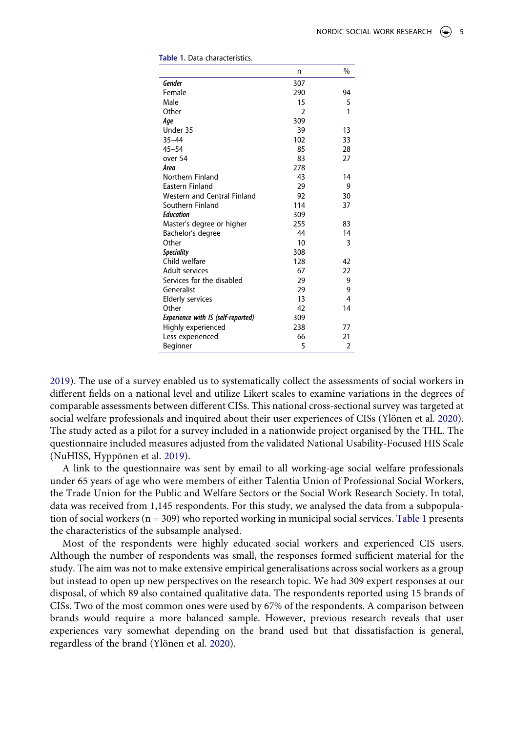**Table 1.** Data characteristics.

| | n | % |
|---|---|---|
| ***Gender*** | 307 | |
| Female | 290 | 94 |
| Male | 15 | 5 |
| Other | 2 | 1 |
| ***Age*** | 309 | |
| Under 35 | 39 | 13 |
| 35–44 | 102 | 33 |
| 45–54 | 85 | 28 |
| over 54 | 83 | 27 |
| ***Area*** | 278 | |
| Northern Finland | 43 | 14 |
| Eastern Finland | 29 | 9 |
| Western and Central Finland | 92 | 30 |
| Southern Finland | 114 | 37 |
| ***Education*** | 309 | |
| Master's degree or higher | 255 | 83 |
| Bachelor's degree | 44 | 14 |
| Other | 10 | 3 |
| ***Speciality*** | 308 | |
| Child welfare | 128 | 42 |
| Adult services | 67 | 22 |
| Services for the disabled | 29 | 9 |
| Generalist | 29 | 9 |
| Elderly services | 13 | 4 |
| Other | 42 | 14 |
| ***Experience with IS (self-reported)*** | 309 | |
| Highly experienced | 238 | 77 |
| Less experienced | 66 | 21 |
| Beginner | 5 | 2 |

2019). The use of a survey enabled us to systematically collect the assessments of social workers in different fields on a national level and utilize Likert scales to examine variations in the degrees of comparable assessments between different CISs. This national cross-sectional survey was targeted at social welfare professionals and inquired about their user experiences of CISs (Ylönen et al. 2020). The study acted as a pilot for a survey included in a nationwide project organised by the THL. The questionnaire included measures adjusted from the validated National Usability-Focused HIS Scale (NuHISS, Hyppönen et al. 2019).

A link to the questionnaire was sent by email to all working-age social welfare professionals under 65 years of age who were members of either Talentia Union of Professional Social Workers, the Trade Union for the Public and Welfare Sectors or the Social Work Research Society. In total, data was received from 1,145 respondents. For this study, we analysed the data from a subpopulation of social workers (n = 309) who reported working in municipal social services. Table 1 presents the characteristics of the subsample analysed.

Most of the respondents were highly educated social workers and experienced CIS users. Although the number of respondents was small, the responses formed sufficient material for the study. The aim was not to make extensive empirical generalisations across social workers as a group but instead to open up new perspectives on the research topic. We had 309 expert responses at our disposal, of which 89 also contained qualitative data. The respondents reported using 15 brands of CISs. Two of the most common ones were used by 67% of the respondents. A comparison between brands would require a more balanced sample. However, previous research reveals that user experiences vary somewhat depending on the brand used but that dissatisfaction is general, regardless of the brand (Ylönen et al. 2020).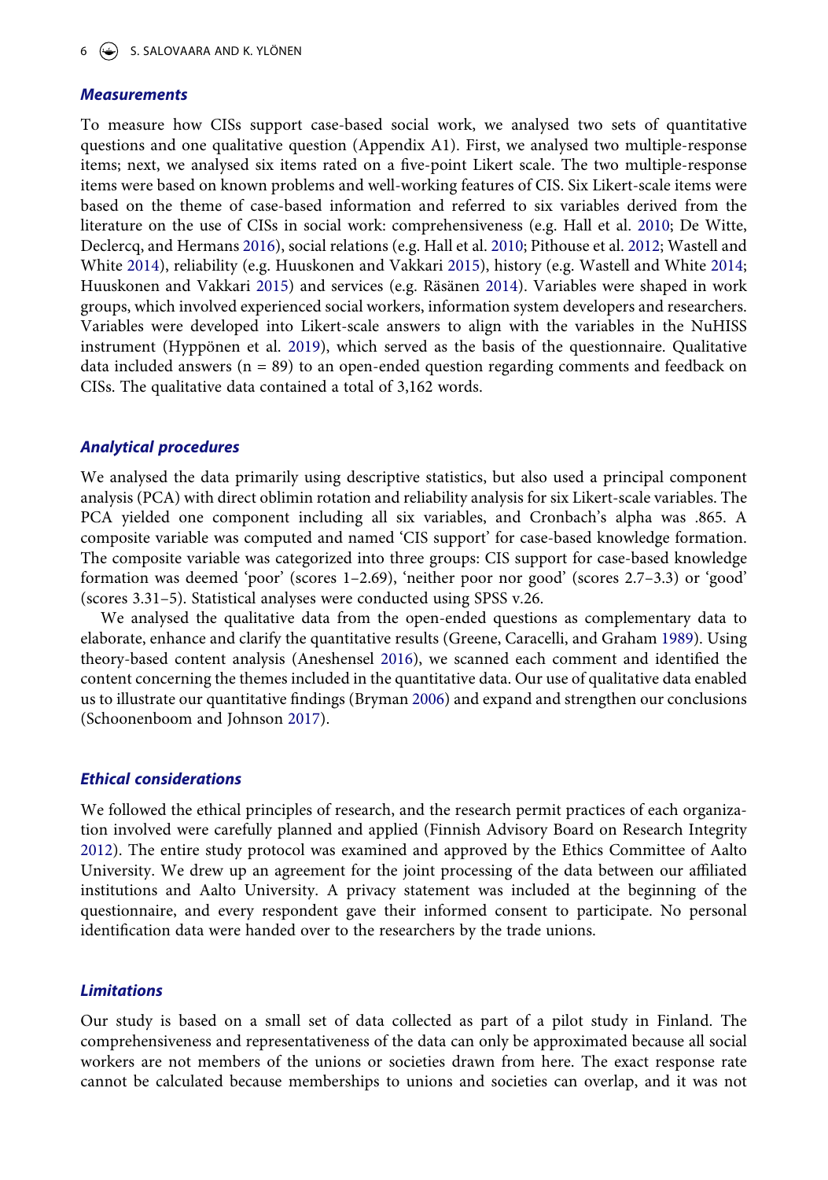### Measurements

To measure how CISs support case-based social work, we analysed two sets of quantitative questions and one qualitative question (Appendix A1). First, we analysed two multiple-response items; next, we analysed six items rated on a five-point Likert scale. The two multiple-response items were based on known problems and well-working features of CIS. Six Likert-scale items were based on the theme of case-based information and referred to six variables derived from the literature on the use of CISs in social work: comprehensiveness (e.g. Hall et al. 2010; De Witte, Declercq, and Hermans 2016), social relations (e.g. Hall et al. 2010; Pithouse et al. 2012; Wastell and White 2014), reliability (e.g. Huuskonen and Vakkari 2015), history (e.g. Wastell and White 2014; Huuskonen and Vakkari 2015) and services (e.g. Räsänen 2014). Variables were shaped in work groups, which involved experienced social workers, information system developers and researchers. Variables were developed into Likert-scale answers to align with the variables in the NuHISS instrument (Hyppönen et al. 2019), which served as the basis of the questionnaire. Qualitative data included answers (n = 89) to an open-ended question regarding comments and feedback on CISs. The qualitative data contained a total of 3,162 words.

### Analytical procedures

We analysed the data primarily using descriptive statistics, but also used a principal component analysis (PCA) with direct oblimin rotation and reliability analysis for six Likert-scale variables. The PCA yielded one component including all six variables, and Cronbach's alpha was .865. A composite variable was computed and named 'CIS support' for case-based knowledge formation. The composite variable was categorized into three groups: CIS support for case-based knowledge formation was deemed 'poor' (scores 1–2.69), 'neither poor nor good' (scores 2.7–3.3) or 'good' (scores 3.31–5). Statistical analyses were conducted using SPSS v.26.

We analysed the qualitative data from the open-ended questions as complementary data to elaborate, enhance and clarify the quantitative results (Greene, Caracelli, and Graham 1989). Using theory-based content analysis (Aneshensel 2016), we scanned each comment and identified the content concerning the themes included in the quantitative data. Our use of qualitative data enabled us to illustrate our quantitative findings (Bryman 2006) and expand and strengthen our conclusions (Schoonenboom and Johnson 2017).

### Ethical considerations

We followed the ethical principles of research, and the research permit practices of each organization involved were carefully planned and applied (Finnish Advisory Board on Research Integrity 2012). The entire study protocol was examined and approved by the Ethics Committee of Aalto University. We drew up an agreement for the joint processing of the data between our affiliated institutions and Aalto University. A privacy statement was included at the beginning of the questionnaire, and every respondent gave their informed consent to participate. No personal identification data were handed over to the researchers by the trade unions.

### Limitations

Our study is based on a small set of data collected as part of a pilot study in Finland. The comprehensiveness and representativeness of the data can only be approximated because all social workers are not members of the unions or societies drawn from here. The exact response rate cannot be calculated because memberships to unions and societies can overlap, and it was not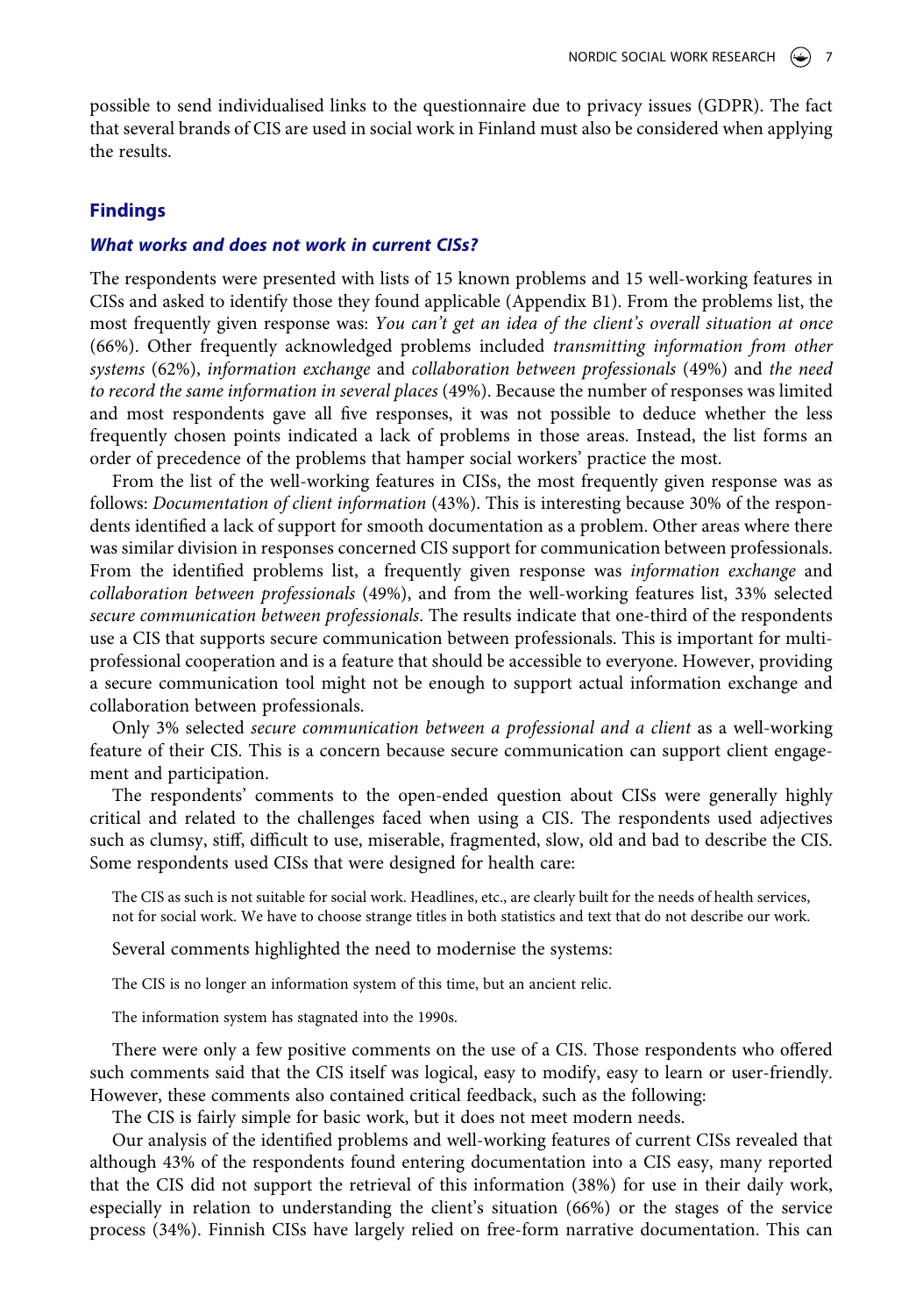possible to send individualised links to the questionnaire due to privacy issues (GDPR). The fact that several brands of CIS are used in social work in Finland must also be considered when applying the results.

## Findings

### *What works and does not work in current CISs?*

The respondents were presented with lists of 15 known problems and 15 well-working features in CISs and asked to identify those they found applicable (Appendix B1). From the problems list, the most frequently given response was: *You can't get an idea of the client's overall situation at once* (66%). Other frequently acknowledged problems included *transmitting information from other systems* (62%), *information exchange* and *collaboration between professionals* (49%) and *the need to record the same information in several places* (49%). Because the number of responses was limited and most respondents gave all five responses, it was not possible to deduce whether the less frequently chosen points indicated a lack of problems in those areas. Instead, the list forms an order of precedence of the problems that hamper social workers' practice the most.

From the list of the well-working features in CISs, the most frequently given response was as follows: *Documentation of client information* (43%). This is interesting because 30% of the respondents identified a lack of support for smooth documentation as a problem. Other areas where there was similar division in responses concerned CIS support for communication between professionals. From the identified problems list, a frequently given response was *information exchange* and *collaboration between professionals* (49%), and from the well-working features list, 33% selected *secure communication between professionals*. The results indicate that one-third of the respondents use a CIS that supports secure communication between professionals. This is important for multi-professional cooperation and is a feature that should be accessible to everyone. However, providing a secure communication tool might not be enough to support actual information exchange and collaboration between professionals.

Only 3% selected *secure communication between a professional and a client* as a well-working feature of their CIS. This is a concern because secure communication can support client engagement and participation.

The respondents' comments to the open-ended question about CISs were generally highly critical and related to the challenges faced when using a CIS. The respondents used adjectives such as clumsy, stiff, difficult to use, miserable, fragmented, slow, old and bad to describe the CIS. Some respondents used CISs that were designed for health care:

> The CIS as such is not suitable for social work. Headlines, etc., are clearly built for the needs of health services, not for social work. We have to choose strange titles in both statistics and text that do not describe our work.

Several comments highlighted the need to modernise the systems:

> The CIS is no longer an information system of this time, but an ancient relic.

> The information system has stagnated into the 1990s.

There were only a few positive comments on the use of a CIS. Those respondents who offered such comments said that the CIS itself was logical, easy to modify, easy to learn or user-friendly. However, these comments also contained critical feedback, such as the following:

The CIS is fairly simple for basic work, but it does not meet modern needs.

Our analysis of the identified problems and well-working features of current CISs revealed that although 43% of the respondents found entering documentation into a CIS easy, many reported that the CIS did not support the retrieval of this information (38%) for use in their daily work, especially in relation to understanding the client's situation (66%) or the stages of the service process (34%). Finnish CISs have largely relied on free-form narrative documentation. This can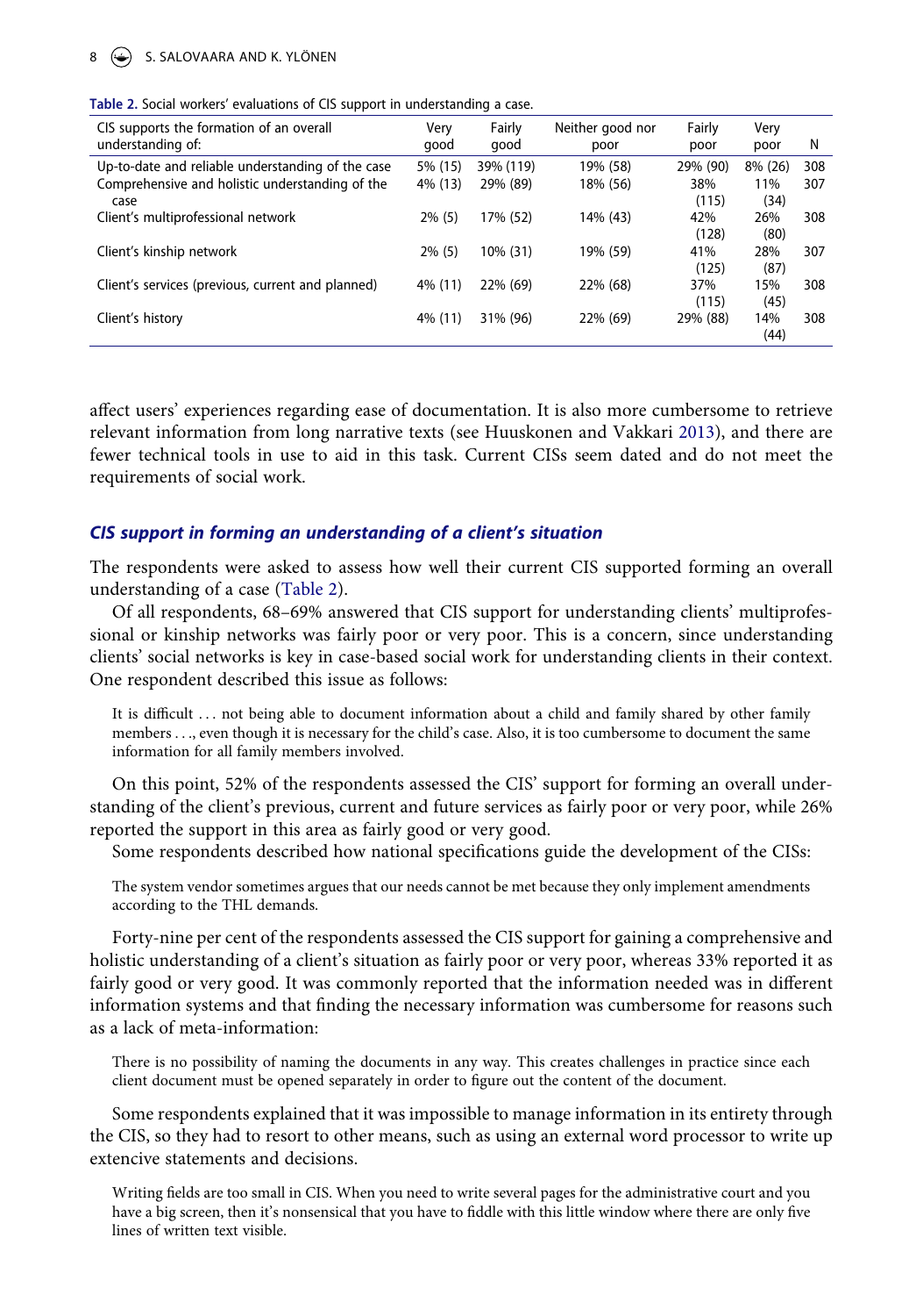**Table 2.** Social workers' evaluations of CIS support in understanding a case.

| CIS supports the formation of an overall understanding of: | Very good | Fairly good | Neither good nor poor | Fairly poor | Very poor | N |
|---|---|---|---|---|---|---|
| Up-to-date and reliable understanding of the case | 5% (15) | 39% (119) | 19% (58) | 29% (90) | 8% (26) | 308 |
| Comprehensive and holistic understanding of the case | 4% (13) | 29% (89) | 18% (56) | 38% (115) | 11% (34) | 307 |
| Client's multiprofessional network | 2% (5) | 17% (52) | 14% (43) | 42% (128) | 26% (80) | 308 |
| Client's kinship network | 2% (5) | 10% (31) | 19% (59) | 41% (125) | 28% (87) | 307 |
| Client's services (previous, current and planned) | 4% (11) | 22% (69) | 22% (68) | 37% (115) | 15% (45) | 308 |
| Client's history | 4% (11) | 31% (96) | 22% (69) | 29% (88) | 14% (44) | 308 |

affect users' experiences regarding ease of documentation. It is also more cumbersome to retrieve relevant information from long narrative texts (see Huuskonen and Vakkari 2013), and there are fewer technical tools in use to aid in this task. Current CISs seem dated and do not meet the requirements of social work.

### *CIS support in forming an understanding of a client's situation*

The respondents were asked to assess how well their current CIS supported forming an overall understanding of a case (Table 2).

Of all respondents, 68–69% answered that CIS support for understanding clients' multiprofessional or kinship networks was fairly poor or very poor. This is a concern, since understanding clients' social networks is key in case-based social work for understanding clients in their context. One respondent described this issue as follows:

> It is difficult . . . not being able to document information about a child and family shared by other family members . . ., even though it is necessary for the child's case. Also, it is too cumbersome to document the same information for all family members involved.

On this point, 52% of the respondents assessed the CIS' support for forming an overall understanding of the client's previous, current and future services as fairly poor or very poor, while 26% reported the support in this area as fairly good or very good.

Some respondents described how national specifications guide the development of the CISs:

> The system vendor sometimes argues that our needs cannot be met because they only implement amendments according to the THL demands.

Forty-nine per cent of the respondents assessed the CIS support for gaining a comprehensive and holistic understanding of a client's situation as fairly poor or very poor, whereas 33% reported it as fairly good or very good. It was commonly reported that the information needed was in different information systems and that finding the necessary information was cumbersome for reasons such as a lack of meta-information:

> There is no possibility of naming the documents in any way. This creates challenges in practice since each client document must be opened separately in order to figure out the content of the document.

Some respondents explained that it was impossible to manage information in its entirety through the CIS, so they had to resort to other means, such as using an external word processor to write up extencive statements and decisions.

> Writing fields are too small in CIS. When you need to write several pages for the administrative court and you have a big screen, then it's nonsensical that you have to fiddle with this little window where there are only five lines of written text visible.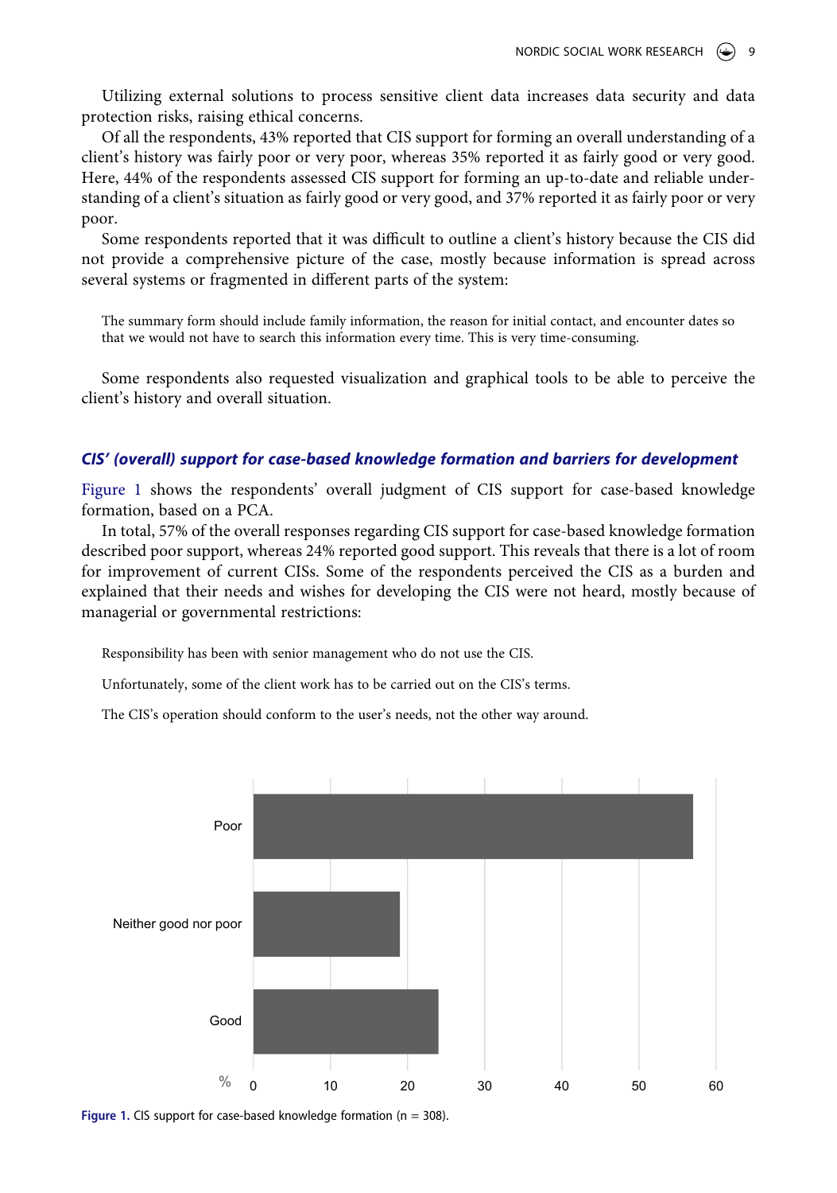Utilizing external solutions to process sensitive client data increases data security and data protection risks, raising ethical concerns.

Of all the respondents, 43% reported that CIS support for forming an overall understanding of a client's history was fairly poor or very poor, whereas 35% reported it as fairly good or very good. Here, 44% of the respondents assessed CIS support for forming an up-to-date and reliable understanding of a client's situation as fairly good or very good, and 37% reported it as fairly poor or very poor.

Some respondents reported that it was difficult to outline a client's history because the CIS did not provide a comprehensive picture of the case, mostly because information is spread across several systems or fragmented in different parts of the system:

> The summary form should include family information, the reason for initial contact, and encounter dates so that we would not have to search this information every time. This is very time-consuming.

Some respondents also requested visualization and graphical tools to be able to perceive the client's history and overall situation.

### *CIS' (overall) support for case-based knowledge formation and barriers for development*

Figure 1 shows the respondents' overall judgment of CIS support for case-based knowledge formation, based on a PCA.

In total, 57% of the overall responses regarding CIS support for case-based knowledge formation described poor support, whereas 24% reported good support. This reveals that there is a lot of room for improvement of current CISs. Some of the respondents perceived the CIS as a burden and explained that their needs and wishes for developing the CIS were not heard, mostly because of managerial or governmental restrictions:

> Responsibility has been with senior management who do not use the CIS.
>
> Unfortunately, some of the client work has to be carried out on the CIS's terms.
>
> The CIS's operation should conform to the user's needs, not the other way around.

**Figure 1.** CIS support for case-based knowledge formation (n = 308).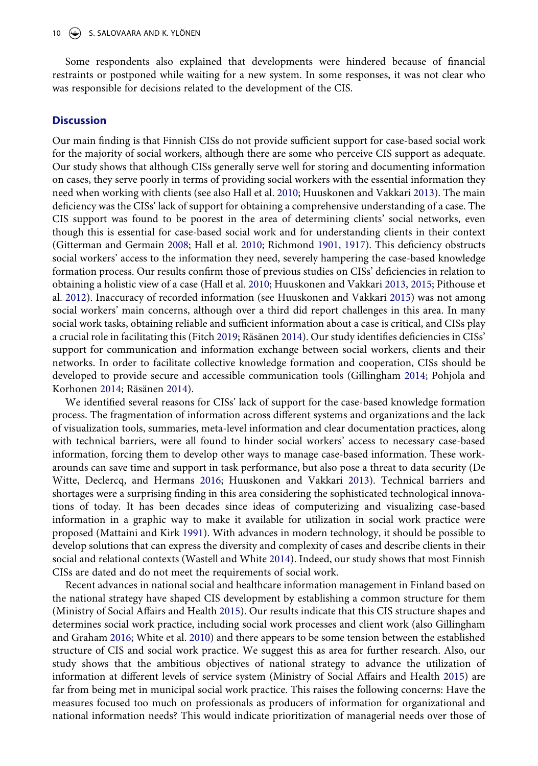Some respondents also explained that developments were hindered because of financial restraints or postponed while waiting for a new system. In some responses, it was not clear who was responsible for decisions related to the development of the CIS.

## Discussion

Our main finding is that Finnish CISs do not provide sufficient support for case-based social work for the majority of social workers, although there are some who perceive CIS support as adequate. Our study shows that although CISs generally serve well for storing and documenting information on cases, they serve poorly in terms of providing social workers with the essential information they need when working with clients (see also Hall et al. 2010; Huuskonen and Vakkari 2013). The main deficiency was the CISs' lack of support for obtaining a comprehensive understanding of a case. The CIS support was found to be poorest in the area of determining clients' social networks, even though this is essential for case-based social work and for understanding clients in their context (Gitterman and Germain 2008; Hall et al. 2010; Richmond 1901, 1917). This deficiency obstructs social workers' access to the information they need, severely hampering the case-based knowledge formation process. Our results confirm those of previous studies on CISs' deficiencies in relation to obtaining a holistic view of a case (Hall et al. 2010; Huuskonen and Vakkari 2013, 2015; Pithouse et al. 2012). Inaccuracy of recorded information (see Huuskonen and Vakkari 2015) was not among social workers' main concerns, although over a third did report challenges in this area. In many social work tasks, obtaining reliable and sufficient information about a case is critical, and CISs play a crucial role in facilitating this (Fitch 2019; Räsänen 2014). Our study identifies deficiencies in CISs' support for communication and information exchange between social workers, clients and their networks. In order to facilitate collective knowledge formation and cooperation, CISs should be developed to provide secure and accessible communication tools (Gillingham 2014; Pohjola and Korhonen 2014; Räsänen 2014).

We identified several reasons for CISs' lack of support for the case-based knowledge formation process. The fragmentation of information across different systems and organizations and the lack of visualization tools, summaries, meta-level information and clear documentation practices, along with technical barriers, were all found to hinder social workers' access to necessary case-based information, forcing them to develop other ways to manage case-based information. These workarounds can save time and support in task performance, but also pose a threat to data security (De Witte, Declercq, and Hermans 2016; Huuskonen and Vakkari 2013). Technical barriers and shortages were a surprising finding in this area considering the sophisticated technological innovations of today. It has been decades since ideas of computerizing and visualizing case-based information in a graphic way to make it available for utilization in social work practice were proposed (Mattaini and Kirk 1991). With advances in modern technology, it should be possible to develop solutions that can express the diversity and complexity of cases and describe clients in their social and relational contexts (Wastell and White 2014). Indeed, our study shows that most Finnish CISs are dated and do not meet the requirements of social work.

Recent advances in national social and healthcare information management in Finland based on the national strategy have shaped CIS development by establishing a common structure for them (Ministry of Social Affairs and Health 2015). Our results indicate that this CIS structure shapes and determines social work practice, including social work processes and client work (also Gillingham and Graham 2016; White et al. 2010) and there appears to be some tension between the established structure of CIS and social work practice. We suggest this as area for further research. Also, our study shows that the ambitious objectives of national strategy to advance the utilization of information at different levels of service system (Ministry of Social Affairs and Health 2015) are far from being met in municipal social work practice. This raises the following concerns: Have the measures focused too much on professionals as producers of information for organizational and national information needs? This would indicate prioritization of managerial needs over those of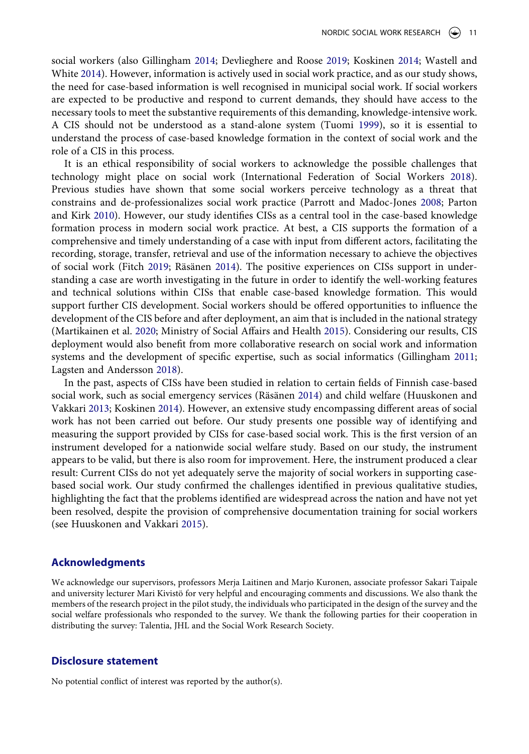social workers (also Gillingham 2014; Devlieghere and Roose 2019; Koskinen 2014; Wastell and White 2014). However, information is actively used in social work practice, and as our study shows, the need for case-based information is well recognised in municipal social work. If social workers are expected to be productive and respond to current demands, they should have access to the necessary tools to meet the substantive requirements of this demanding, knowledge-intensive work. A CIS should not be understood as a stand-alone system (Tuomi 1999), so it is essential to understand the process of case-based knowledge formation in the context of social work and the role of a CIS in this process.

It is an ethical responsibility of social workers to acknowledge the possible challenges that technology might place on social work (International Federation of Social Workers 2018). Previous studies have shown that some social workers perceive technology as a threat that constrains and de-professionalizes social work practice (Parrott and Madoc-Jones 2008; Parton and Kirk 2010). However, our study identifies CISs as a central tool in the case-based knowledge formation process in modern social work practice. At best, a CIS supports the formation of a comprehensive and timely understanding of a case with input from different actors, facilitating the recording, storage, transfer, retrieval and use of the information necessary to achieve the objectives of social work (Fitch 2019; Räsänen 2014). The positive experiences on CISs support in understanding a case are worth investigating in the future in order to identify the well-working features and technical solutions within CISs that enable case-based knowledge formation. This would support further CIS development. Social workers should be offered opportunities to influence the development of the CIS before and after deployment, an aim that is included in the national strategy (Martikainen et al. 2020; Ministry of Social Affairs and Health 2015). Considering our results, CIS deployment would also benefit from more collaborative research on social work and information systems and the development of specific expertise, such as social informatics (Gillingham 2011; Lagsten and Andersson 2018).

In the past, aspects of CISs have been studied in relation to certain fields of Finnish case-based social work, such as social emergency services (Räsänen 2014) and child welfare (Huuskonen and Vakkari 2013; Koskinen 2014). However, an extensive study encompassing different areas of social work has not been carried out before. Our study presents one possible way of identifying and measuring the support provided by CISs for case-based social work. This is the first version of an instrument developed for a nationwide social welfare study. Based on our study, the instrument appears to be valid, but there is also room for improvement. Here, the instrument produced a clear result: Current CISs do not yet adequately serve the majority of social workers in supporting case-based social work. Our study confirmed the challenges identified in previous qualitative studies, highlighting the fact that the problems identified are widespread across the nation and have not yet been resolved, despite the provision of comprehensive documentation training for social workers (see Huuskonen and Vakkari 2015).

## Acknowledgments

We acknowledge our supervisors, professors Merja Laitinen and Marjo Kuronen, associate professor Sakari Taipale and university lecturer Mari Kivistö for very helpful and encouraging comments and discussions. We also thank the members of the research project in the pilot study, the individuals who participated in the design of the survey and the social welfare professionals who responded to the survey. We thank the following parties for their cooperation in distributing the survey: Talentia, JHL and the Social Work Research Society.

## Disclosure statement

No potential conflict of interest was reported by the author(s).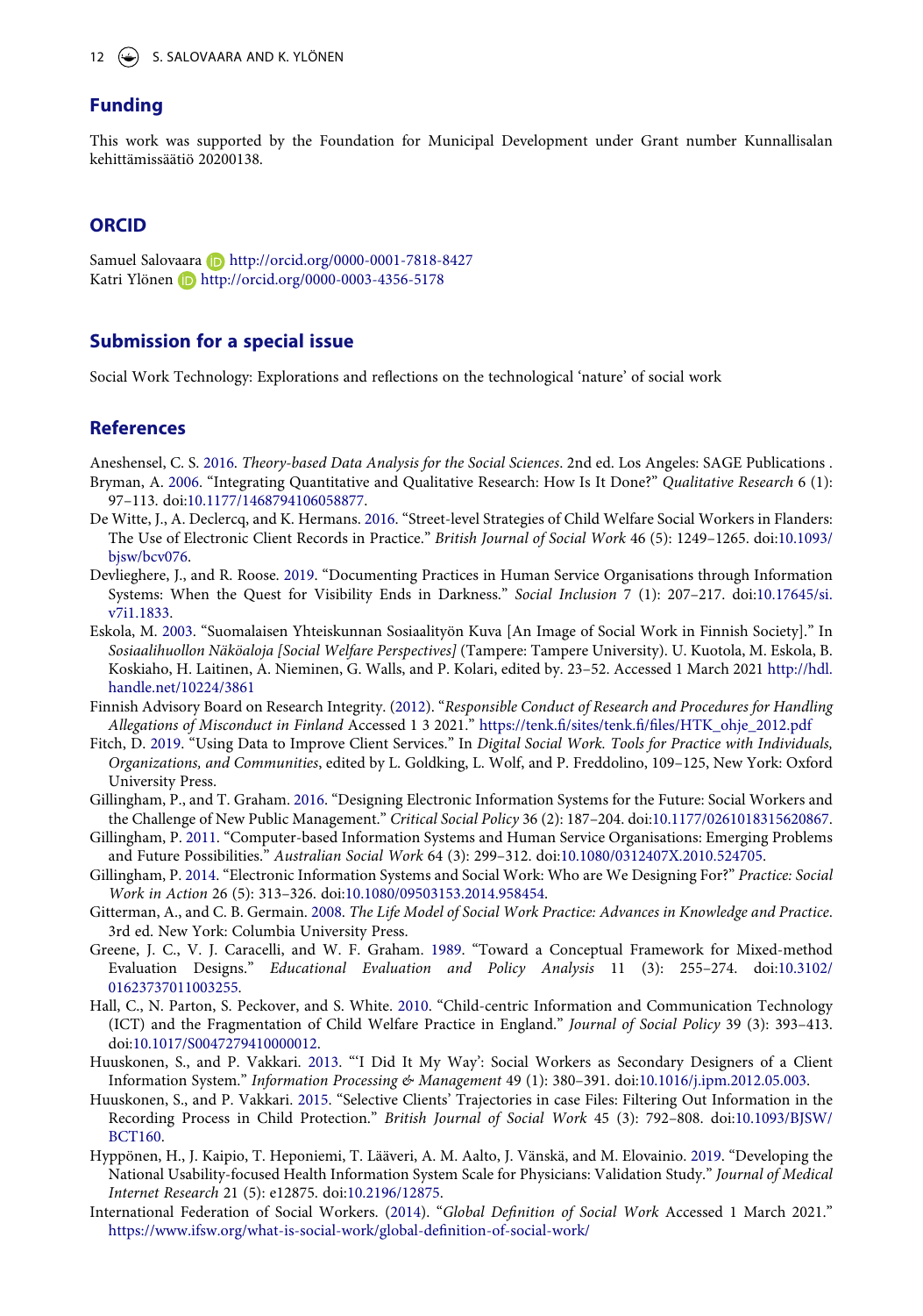## Funding

This work was supported by the Foundation for Municipal Development under Grant number Kunnallisalan kehittämissäätiö 20200138.

## ORCID

Samuel Salovaara http://orcid.org/0000-0001-7818-8427
Katri Ylönen http://orcid.org/0000-0003-4356-5178

## Submission for a special issue

Social Work Technology: Explorations and reflections on the technological 'nature' of social work

## References

Aneshensel, C. S. 2016. *Theory-based Data Analysis for the Social Sciences*. 2nd ed. Los Angeles: SAGE Publications .

Bryman, A. 2006. "Integrating Quantitative and Qualitative Research: How Is It Done?" *Qualitative Research* 6 (1): 97–113. doi:10.1177/1468794106058877.

De Witte, J., A. Declercq, and K. Hermans. 2016. "Street-level Strategies of Child Welfare Social Workers in Flanders: The Use of Electronic Client Records in Practice." *British Journal of Social Work* 46 (5): 1249–1265. doi:10.1093/bjsw/bcv076.

Devlieghere, J., and R. Roose. 2019. "Documenting Practices in Human Service Organisations through Information Systems: When the Quest for Visibility Ends in Darkness." *Social Inclusion* 7 (1): 207–217. doi:10.17645/si.v7i1.1833.

Eskola, M. 2003. "Suomalaisen Yhteiskunnan Sosiaalityön Kuva [An Image of Social Work in Finnish Society]." In *Sosiaalihuollon Näköaloja [Social Welfare Perspectives]* (Tampere: Tampere University). U. Kuotola, M. Eskola, B. Koskiaho, H. Laitinen, A. Nieminen, G. Walls, and P. Kolari, edited by. 23–52. Accessed 1 March 2021 http://hdl.handle.net/10224/3861

Finnish Advisory Board on Research Integrity. (2012). "*Responsible Conduct of Research and Procedures for Handling Allegations of Misconduct in Finland* Accessed 1 3 2021." https://tenk.fi/sites/tenk.fi/files/HTK_ohje_2012.pdf

Fitch, D. 2019. "Using Data to Improve Client Services." In *Digital Social Work. Tools for Practice with Individuals, Organizations, and Communities*, edited by L. Goldking, L. Wolf, and P. Freddolino, 109–125, New York: Oxford University Press.

Gillingham, P., and T. Graham. 2016. "Designing Electronic Information Systems for the Future: Social Workers and the Challenge of New Public Management." *Critical Social Policy* 36 (2): 187–204. doi:10.1177/0261018315620867.

Gillingham, P. 2011. "Computer-based Information Systems and Human Service Organisations: Emerging Problems and Future Possibilities." *Australian Social Work* 64 (3): 299–312. doi:10.1080/0312407X.2010.524705.

Gillingham, P. 2014. "Electronic Information Systems and Social Work: Who are We Designing For?" *Practice: Social Work in Action* 26 (5): 313–326. doi:10.1080/09503153.2014.958454.

Gitterman, A., and C. B. Germain. 2008. *The Life Model of Social Work Practice: Advances in Knowledge and Practice.* 3rd ed. New York: Columbia University Press.

Greene, J. C., V. J. Caracelli, and W. F. Graham. 1989. "Toward a Conceptual Framework for Mixed-method Evaluation Designs." *Educational Evaluation and Policy Analysis* 11 (3): 255–274. doi:10.3102/01623737011003255.

Hall, C., N. Parton, S. Peckover, and S. White. 2010. "Child-centric Information and Communication Technology (ICT) and the Fragmentation of Child Welfare Practice in England." *Journal of Social Policy* 39 (3): 393–413. doi:10.1017/S0047279410000012.

Huuskonen, S., and P. Vakkari. 2013. "'I Did It My Way': Social Workers as Secondary Designers of a Client Information System." *Information Processing & Management* 49 (1): 380–391. doi:10.1016/j.ipm.2012.05.003.

Huuskonen, S., and P. Vakkari. 2015. "Selective Clients' Trajectories in case Files: Filtering Out Information in the Recording Process in Child Protection." *British Journal of Social Work* 45 (3): 792–808. doi:10.1093/BJSW/BCT160.

Hyppönen, H., J. Kaipio, T. Heponiemi, T. Lääveri, A. M. Aalto, J. Vänskä, and M. Elovainio. 2019. "Developing the National Usability-focused Health Information System Scale for Physicians: Validation Study." *Journal of Medical Internet Research* 21 (5): e12875. doi:10.2196/12875.

International Federation of Social Workers. (2014). "*Global Definition of Social Work* Accessed 1 March 2021." https://www.ifsw.org/what-is-social-work/global-definition-of-social-work/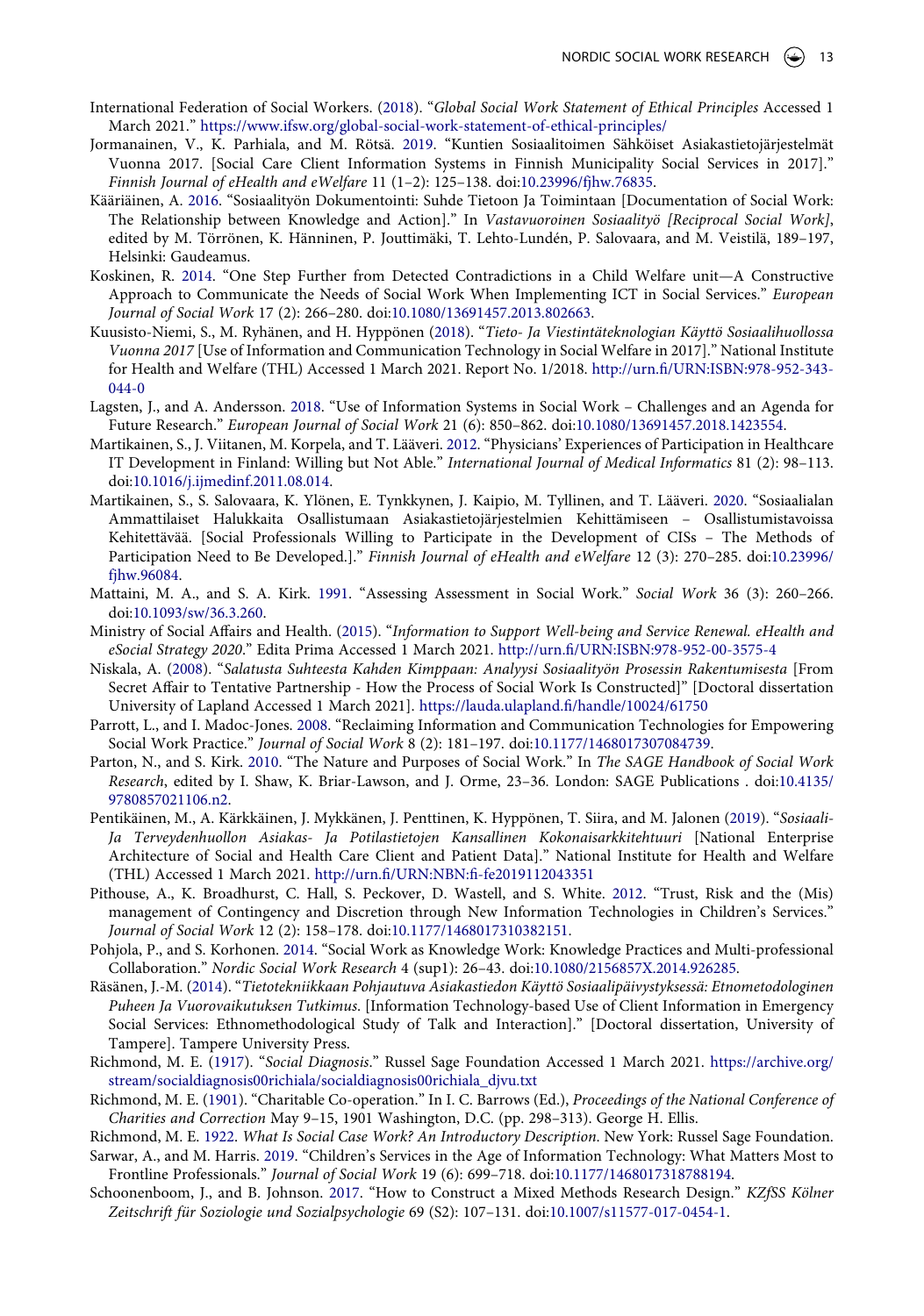International Federation of Social Workers. (2018). "*Global Social Work Statement of Ethical Principles* Accessed 1 March 2021." https://www.ifsw.org/global-social-work-statement-of-ethical-principles/

Jormanainen, V., K. Parhiala, and M. Rötsä. 2019. "Kuntien Sosiaalitoimen Sähköiset Asiakastietojärjestelmät Vuonna 2017. [Social Care Client Information Systems in Finnish Municipality Social Services in 2017]." *Finnish Journal of eHealth and eWelfare* 11 (1–2): 125–138. doi:10.23996/fjhw.76835.

Kääriäinen, A. 2016. "Sosiaalityön Dokumentointi: Suhde Tietoon Ja Toimintaan [Documentation of Social Work: The Relationship between Knowledge and Action]." In *Vastavuoroinen Sosiaalityö [Reciprocal Social Work]*, edited by M. Törrönen, K. Hänninen, P. Jouttimäki, T. Lehto-Lundén, P. Salovaara, and M. Veistilä, 189–197, Helsinki: Gaudeamus.

Koskinen, R. 2014. "One Step Further from Detected Contradictions in a Child Welfare unit—A Constructive Approach to Communicate the Needs of Social Work When Implementing ICT in Social Services." *European Journal of Social Work* 17 (2): 266–280. doi:10.1080/13691457.2013.802663.

Kuusisto-Niemi, S., M. Ryhänen, and H. Hyppönen (2018). "*Tieto- Ja Viestintäteknologian Käyttö Sosiaalihuollossa Vuonna 2017* [Use of Information and Communication Technology in Social Welfare in 2017]." National Institute for Health and Welfare (THL) Accessed 1 March 2021. Report No. 1/2018. http://urn.fi/URN:ISBN:978-952-343-044-0

Lagsten, J., and A. Andersson. 2018. "Use of Information Systems in Social Work – Challenges and an Agenda for Future Research." *European Journal of Social Work* 21 (6): 850–862. doi:10.1080/13691457.2018.1423554.

Martikainen, S., J. Viitanen, M. Korpela, and T. Lääveri. 2012. "Physicians' Experiences of Participation in Healthcare IT Development in Finland: Willing but Not Able." *International Journal of Medical Informatics* 81 (2): 98–113. doi:10.1016/j.ijmedinf.2011.08.014.

Martikainen, S., S. Salovaara, K. Ylönen, E. Tynkkynen, J. Kaipio, M. Tyllinen, and T. Lääveri. 2020. "Sosiaalialan Ammattilaiset Halukkaita Osallistumaan Asiakastietojärjestelmien Kehittämiseen – Osallistumistavoissa Kehitettävää. [Social Professionals Willing to Participate in the Development of CISs – The Methods of Participation Need to Be Developed.]." *Finnish Journal of eHealth and eWelfare* 12 (3): 270–285. doi:10.23996/fjhw.96084.

Mattaini, M. A., and S. A. Kirk. 1991. "Assessing Assessment in Social Work." *Social Work* 36 (3): 260–266. doi:10.1093/sw/36.3.260.

Ministry of Social Affairs and Health. (2015). "*Information to Support Well-being and Service Renewal. eHealth and eSocial Strategy 2020.*" Edita Prima Accessed 1 March 2021. http://urn.fi/URN:ISBN:978-952-00-3575-4

Niskala, A. (2008). "*Salatusta Suhteesta Kahden Kimppaan: Analyysi Sosiaalityön Prosessin Rakentumisesta* [From Secret Affair to Tentative Partnership - How the Process of Social Work Is Constructed]" [Doctoral dissertation University of Lapland Accessed 1 March 2021]. https://lauda.ulapland.fi/handle/10024/61750

Parrott, L., and I. Madoc-Jones. 2008. "Reclaiming Information and Communication Technologies for Empowering Social Work Practice." *Journal of Social Work* 8 (2): 181–197. doi:10.1177/1468017307084739.

Parton, N., and S. Kirk. 2010. "The Nature and Purposes of Social Work." In *The SAGE Handbook of Social Work Research*, edited by I. Shaw, K. Briar-Lawson, and J. Orme, 23–36. London: SAGE Publications . doi:10.4135/9780857021106.n2.

Pentikäinen, M., A. Kärkkäinen, J. Mykkänen, J. Penttinen, K. Hyppönen, T. Siira, and M. Jalonen (2019). "*Sosiaali- Ja Terveydenhuollon Asiakas- Ja Potilastietojen Kansallinen Kokonaisarkkitehtuuri* [National Enterprise Architecture of Social and Health Care Client and Patient Data]." National Institute for Health and Welfare (THL) Accessed 1 March 2021. http://urn.fi/URN:NBN:fi-fe2019112043351

Pithouse, A., K. Broadhurst, C. Hall, S. Peckover, D. Wastell, and S. White. 2012. "Trust, Risk and the (Mis) management of Contingency and Discretion through New Information Technologies in Children's Services." *Journal of Social Work* 12 (2): 158–178. doi:10.1177/1468017310382151.

Pohjola, P., and S. Korhonen. 2014. "Social Work as Knowledge Work: Knowledge Practices and Multi-professional Collaboration." *Nordic Social Work Research* 4 (sup1): 26–43. doi:10.1080/2156857X.2014.926285.

Räsänen, J.-M. (2014). "*Tietotekniikkaan Pohjautuva Asiakastiedon Käyttö Sosiaalipäivystyksessä: Etnometodologinen Puheen Ja Vuorovaikutuksen Tutkimus.* [Information Technology-based Use of Client Information in Emergency Social Services: Ethnomethodological Study of Talk and Interaction]." [Doctoral dissertation, University of Tampere]. Tampere University Press.

Richmond, M. E. (1917). "*Social Diagnosis.*" Russel Sage Foundation Accessed 1 March 2021. https://archive.org/stream/socialdiagnosis00richiala/socialdiagnosis00richiala_djvu.txt

Richmond, M. E. (1901). "Charitable Co-operation." In I. C. Barrows (Ed.), *Proceedings of the National Conference of Charities and Correction* May 9–15, 1901 Washington, D.C. (pp. 298–313). George H. Ellis.

Richmond, M. E. 1922. *What Is Social Case Work? An Introductory Description*. New York: Russel Sage Foundation.

Sarwar, A., and M. Harris. 2019. "Children's Services in the Age of Information Technology: What Matters Most to Frontline Professionals." *Journal of Social Work* 19 (6): 699–718. doi:10.1177/1468017318788194.

Schoonenboom, J., and B. Johnson. 2017. "How to Construct a Mixed Methods Research Design." *KZfSS Kölner Zeitschrift für Soziologie und Sozialpsychologie* 69 (S2): 107–131. doi:10.1007/s11577-017-0454-1.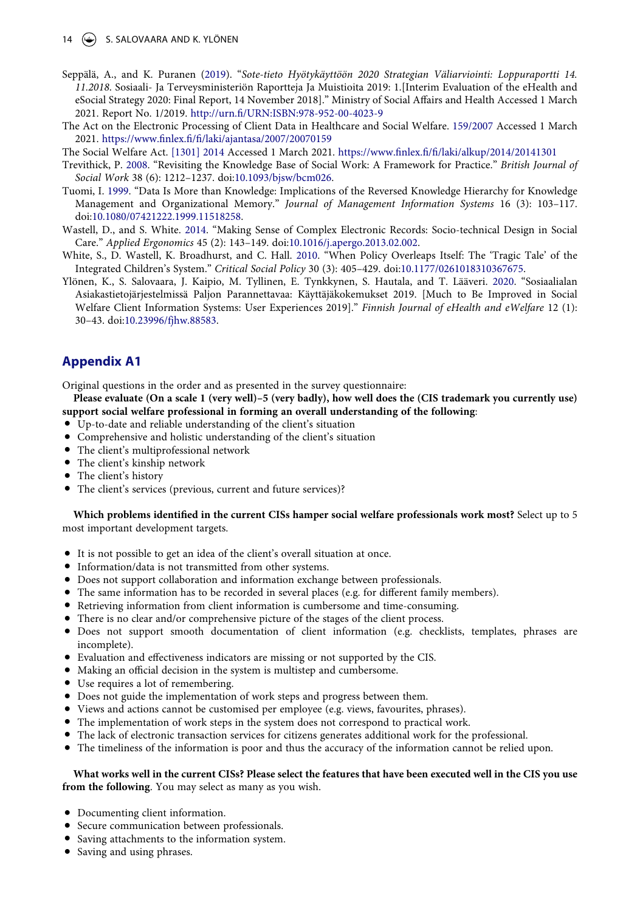Seppälä, A., and K. Puranen (2019). "*Sote-tieto Hyötykäyttöön 2020 Strategian Väliarviointi: Loppuraportti 14. 11.2018*. Sosiaali- Ja Terveysministeriön Raportteja Ja Muistioita 2019: 1.[Interim Evaluation of the eHealth and eSocial Strategy 2020: Final Report, 14 November 2018]." Ministry of Social Affairs and Health Accessed 1 March 2021. Report No. 1/2019. http://urn.fi/URN:ISBN:978-952-00-4023-9

The Act on the Electronic Processing of Client Data in Healthcare and Social Welfare. 159/2007 Accessed 1 March 2021. https://www.finlex.fi/fi/laki/ajantasa/2007/20070159

The Social Welfare Act. [1301] 2014 Accessed 1 March 2021. https://www.finlex.fi/fi/laki/alkup/2014/20141301

Trevithick, P. 2008. "Revisiting the Knowledge Base of Social Work: A Framework for Practice." *British Journal of Social Work* 38 (6): 1212–1237. doi:10.1093/bjsw/bcm026.

Tuomi, I. 1999. "Data Is More than Knowledge: Implications of the Reversed Knowledge Hierarchy for Knowledge Management and Organizational Memory." *Journal of Management Information Systems* 16 (3): 103–117. doi:10.1080/07421222.1999.11518258.

Wastell, D., and S. White. 2014. "Making Sense of Complex Electronic Records: Socio-technical Design in Social Care." *Applied Ergonomics* 45 (2): 143–149. doi:10.1016/j.apergo.2013.02.002.

White, S., D. Wastell, K. Broadhurst, and C. Hall. 2010. "When Policy Overleaps Itself: The 'Tragic Tale' of the Integrated Children's System." *Critical Social Policy* 30 (3): 405–429. doi:10.1177/0261018310367675.

Ylönen, K., S. Salovaara, J. Kaipio, M. Tyllinen, E. Tynkkynen, S. Hautala, and T. Lääveri. 2020. "Sosiaalialan Asiakastietojärjestelmissä Paljon Parannettavaa: Käyttäjäkokemukset 2019. [Much to Be Improved in Social Welfare Client Information Systems: User Experiences 2019]." *Finnish Journal of eHealth and eWelfare* 12 (1): 30–43. doi:10.23996/fjhw.88583.

## Appendix A1

Original questions in the order and as presented in the survey questionnaire:

**Please evaluate (On a scale 1 (very well)–5 (very badly), how well does the (CIS trademark you currently use) support social welfare professional in forming an overall understanding of the following**:

- Up-to-date and reliable understanding of the client's situation
- Comprehensive and holistic understanding of the client's situation
- The client's multiprofessional network
- The client's kinship network
- The client's history
- The client's services (previous, current and future services)?

**Which problems identified in the current CISs hamper social welfare professionals work most?** Select up to 5 most important development targets.

- It is not possible to get an idea of the client's overall situation at once.
- Information/data is not transmitted from other systems.
- Does not support collaboration and information exchange between professionals.
- The same information has to be recorded in several places (e.g. for different family members).
- Retrieving information from client information is cumbersome and time-consuming.
- There is no clear and/or comprehensive picture of the stages of the client process.
- Does not support smooth documentation of client information (e.g. checklists, templates, phrases are incomplete).
- Evaluation and effectiveness indicators are missing or not supported by the CIS.
- Making an official decision in the system is multistep and cumbersome.
- Use requires a lot of remembering.
- Does not guide the implementation of work steps and progress between them.
- Views and actions cannot be customised per employee (e.g. views, favourites, phrases).
- The implementation of work steps in the system does not correspond to practical work.
- The lack of electronic transaction services for citizens generates additional work for the professional.
- The timeliness of the information is poor and thus the accuracy of the information cannot be relied upon.

**What works well in the current CISs? Please select the features that have been executed well in the CIS you use from the following**. You may select as many as you wish.

- Documenting client information.
- Secure communication between professionals.
- Saving attachments to the information system.
- Saving and using phrases.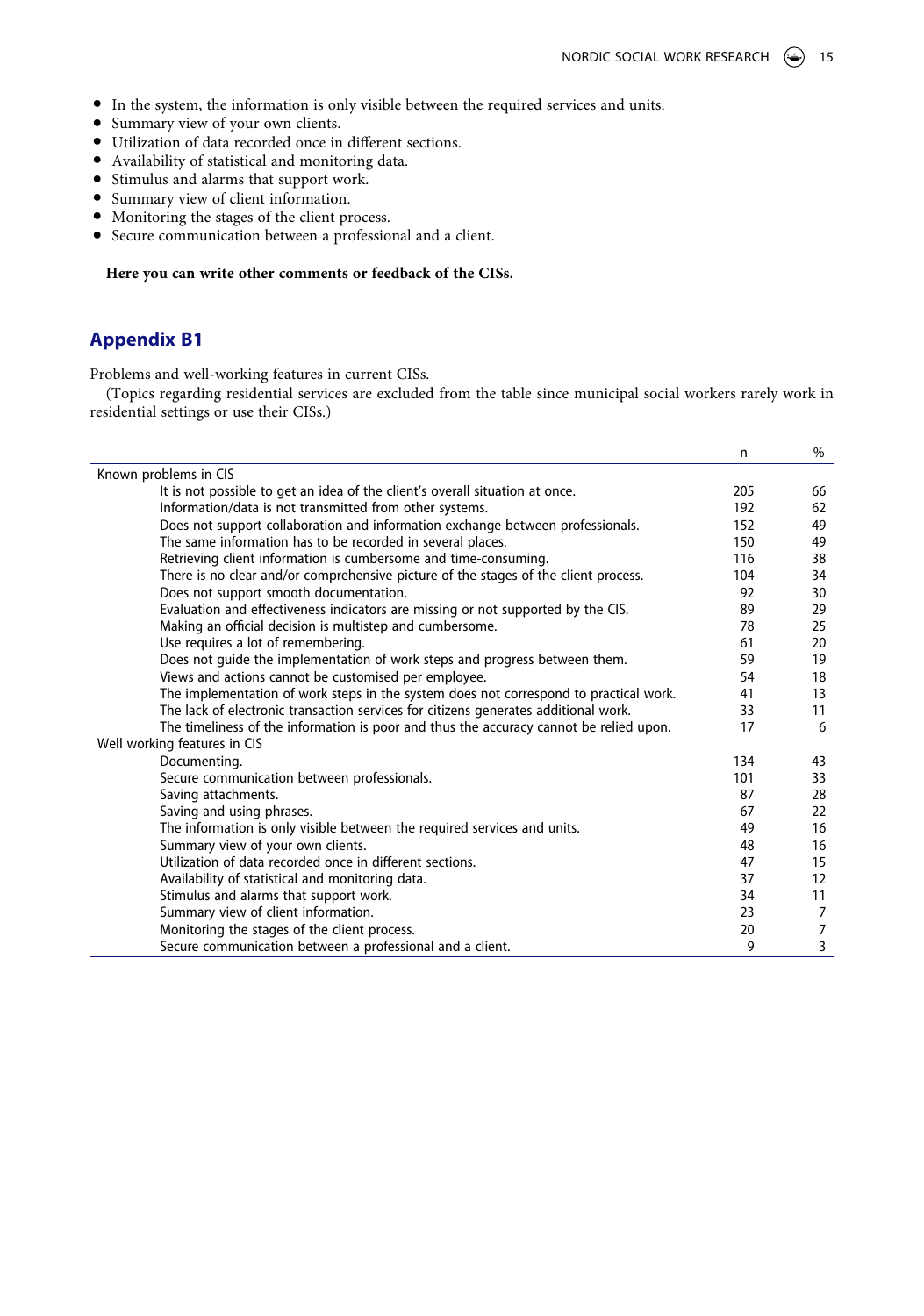- In the system, the information is only visible between the required services and units.
- Summary view of your own clients.
- Utilization of data recorded once in different sections.
- Availability of statistical and monitoring data.
- Stimulus and alarms that support work.
- Summary view of client information.
- Monitoring the stages of the client process.
- Secure communication between a professional and a client.

**Here you can write other comments or feedback of the CISs.**

## Appendix B1

Problems and well-working features in current CISs.

(Topics regarding residential services are excluded from the table since municipal social workers rarely work in residential settings or use their CISs.)

| | n | % |
|---|---|---|
| Known problems in CIS | | |
| It is not possible to get an idea of the client's overall situation at once. | 205 | 66 |
| Information/data is not transmitted from other systems. | 192 | 62 |
| Does not support collaboration and information exchange between professionals. | 152 | 49 |
| The same information has to be recorded in several places. | 150 | 49 |
| Retrieving client information is cumbersome and time-consuming. | 116 | 38 |
| There is no clear and/or comprehensive picture of the stages of the client process. | 104 | 34 |
| Does not support smooth documentation. | 92 | 30 |
| Evaluation and effectiveness indicators are missing or not supported by the CIS. | 89 | 29 |
| Making an official decision is multistep and cumbersome. | 78 | 25 |
| Use requires a lot of remembering. | 61 | 20 |
| Does not guide the implementation of work steps and progress between them. | 59 | 19 |
| Views and actions cannot be customised per employee. | 54 | 18 |
| The implementation of work steps in the system does not correspond to practical work. | 41 | 13 |
| The lack of electronic transaction services for citizens generates additional work. | 33 | 11 |
| The timeliness of the information is poor and thus the accuracy cannot be relied upon. | 17 | 6 |
| Well working features in CIS | | |
| Documenting. | 134 | 43 |
| Secure communication between professionals. | 101 | 33 |
| Saving attachments. | 87 | 28 |
| Saving and using phrases. | 67 | 22 |
| The information is only visible between the required services and units. | 49 | 16 |
| Summary view of your own clients. | 48 | 16 |
| Utilization of data recorded once in different sections. | 47 | 15 |
| Availability of statistical and monitoring data. | 37 | 12 |
| Stimulus and alarms that support work. | 34 | 11 |
| Summary view of client information. | 23 | 7 |
| Monitoring the stages of the client process. | 20 | 7 |
| Secure communication between a professional and a client. | 9 | 3 |